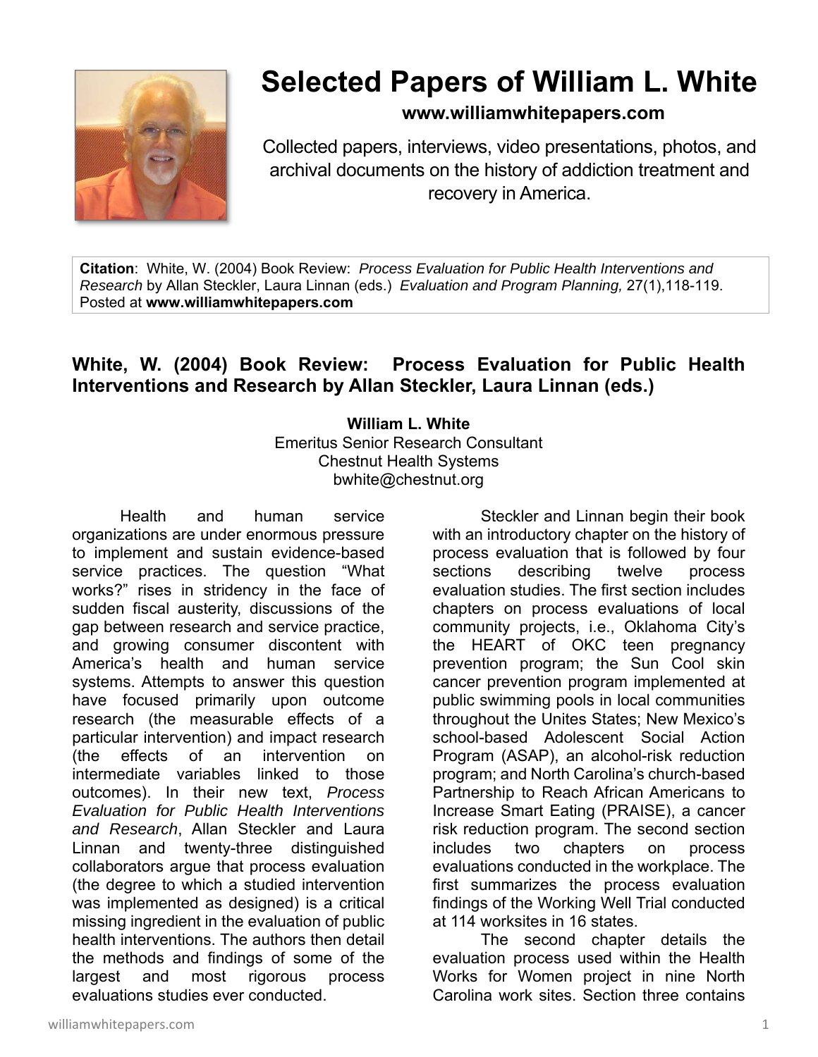# Selected Papers of William L. White

**www.williamwhitepapers.com**

Collected papers, interviews, video presentations, photos, and archival documents on the history of addiction treatment and recovery in America.

**Citation**: White, W. (2004) Book Review: *Process Evaluation for Public Health Interventions and Research* by Allan Steckler, Laura Linnan (eds.) *Evaluation and Program Planning,* 27(1),118-119. Posted at **www.williamwhitepapers.com**

## White, W. (2004) Book Review: Process Evaluation for Public Health Interventions and Research by Allan Steckler, Laura Linnan (eds.)

**William L. White**
Emeritus Senior Research Consultant
Chestnut Health Systems
bwhite@chestnut.org

Health and human service organizations are under enormous pressure to implement and sustain evidence-based service practices. The question "What works?" rises in stridency in the face of sudden fiscal austerity, discussions of the gap between research and service practice, and growing consumer discontent with America's health and human service systems. Attempts to answer this question have focused primarily upon outcome research (the measurable effects of a particular intervention) and impact research (the effects of an intervention on intermediate variables linked to those outcomes). In their new text, *Process Evaluation for Public Health Interventions and Research*, Allan Steckler and Laura Linnan and twenty-three distinguished collaborators argue that process evaluation (the degree to which a studied intervention was implemented as designed) is a critical missing ingredient in the evaluation of public health interventions. The authors then detail the methods and findings of some of the largest and most rigorous process evaluations studies ever conducted.

Steckler and Linnan begin their book with an introductory chapter on the history of process evaluation that is followed by four sections describing twelve process evaluation studies. The first section includes chapters on process evaluations of local community projects, i.e., Oklahoma City's the HEART of OKC teen pregnancy prevention program; the Sun Cool skin cancer prevention program implemented at public swimming pools in local communities throughout the Unites States; New Mexico's school-based Adolescent Social Action Program (ASAP), an alcohol-risk reduction program; and North Carolina's church-based Partnership to Reach African Americans to Increase Smart Eating (PRAISE), a cancer risk reduction program. The second section includes two chapters on process evaluations conducted in the workplace. The first summarizes the process evaluation findings of the Working Well Trial conducted at 114 worksites in 16 states.

The second chapter details the evaluation process used within the Health Works for Women project in nine North Carolina work sites. Section three contains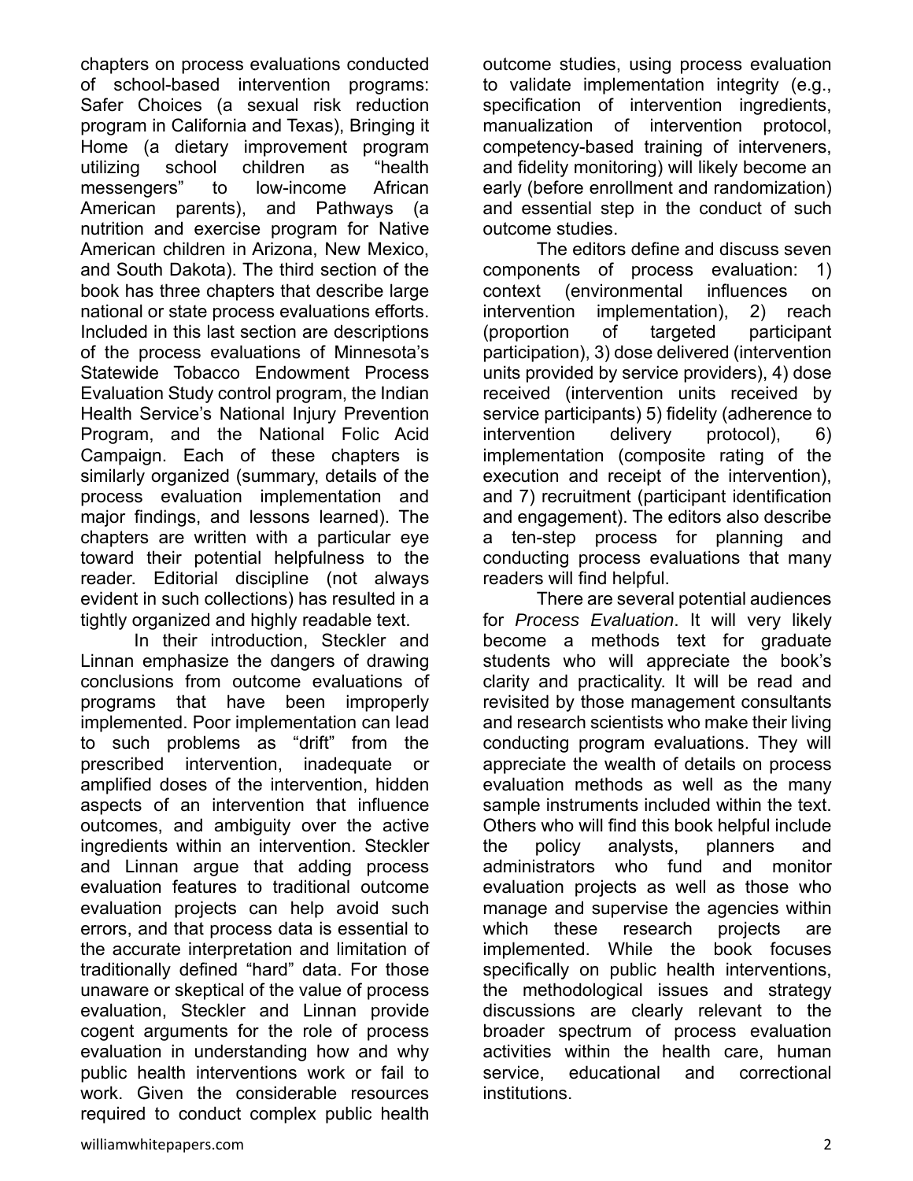chapters on process evaluations conducted of school-based intervention programs: Safer Choices (a sexual risk reduction program in California and Texas), Bringing it Home (a dietary improvement program utilizing school children as "health messengers" to low-income African American parents), and Pathways (a nutrition and exercise program for Native American children in Arizona, New Mexico, and South Dakota). The third section of the book has three chapters that describe large national or state process evaluations efforts. Included in this last section are descriptions of the process evaluations of Minnesota's Statewide Tobacco Endowment Process Evaluation Study control program, the Indian Health Service's National Injury Prevention Program, and the National Folic Acid Campaign. Each of these chapters is similarly organized (summary, details of the process evaluation implementation and major findings, and lessons learned). The chapters are written with a particular eye toward their potential helpfulness to the reader. Editorial discipline (not always evident in such collections) has resulted in a tightly organized and highly readable text.

In their introduction, Steckler and Linnan emphasize the dangers of drawing conclusions from outcome evaluations of programs that have been improperly implemented. Poor implementation can lead to such problems as "drift" from the prescribed intervention, inadequate or amplified doses of the intervention, hidden aspects of an intervention that influence outcomes, and ambiguity over the active ingredients within an intervention. Steckler and Linnan argue that adding process evaluation features to traditional outcome evaluation projects can help avoid such errors, and that process data is essential to the accurate interpretation and limitation of traditionally defined "hard" data. For those unaware or skeptical of the value of process evaluation, Steckler and Linnan provide cogent arguments for the role of process evaluation in understanding how and why public health interventions work or fail to work. Given the considerable resources required to conduct complex public health outcome studies, using process evaluation to validate implementation integrity (e.g., specification of intervention ingredients, manualization of intervention protocol, competency-based training of interveners, and fidelity monitoring) will likely become an early (before enrollment and randomization) and essential step in the conduct of such outcome studies.

The editors define and discuss seven components of process evaluation: 1) context (environmental influences on intervention implementation), 2) reach (proportion of targeted participant participation), 3) dose delivered (intervention units provided by service providers), 4) dose received (intervention units received by service participants) 5) fidelity (adherence to intervention delivery protocol), 6) implementation (composite rating of the execution and receipt of the intervention), and 7) recruitment (participant identification and engagement). The editors also describe a ten-step process for planning and conducting process evaluations that many readers will find helpful.

There are several potential audiences for *Process Evaluation*. It will very likely become a methods text for graduate students who will appreciate the book's clarity and practicality. It will be read and revisited by those management consultants and research scientists who make their living conducting program evaluations. They will appreciate the wealth of details on process evaluation methods as well as the many sample instruments included within the text. Others who will find this book helpful include the policy analysts, planners and administrators who fund and monitor evaluation projects as well as those who manage and supervise the agencies within which these research projects are implemented. While the book focuses specifically on public health interventions, the methodological issues and strategy discussions are clearly relevant to the broader spectrum of process evaluation activities within the health care, human service, educational and correctional institutions.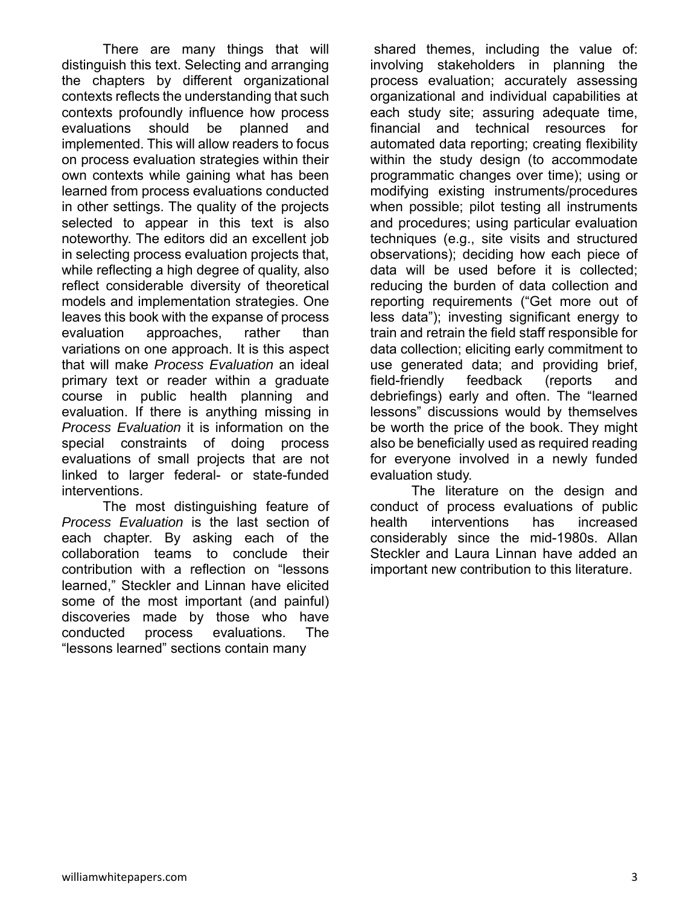There are many things that will distinguish this text. Selecting and arranging the chapters by different organizational contexts reflects the understanding that such contexts profoundly influence how process evaluations should be planned and implemented. This will allow readers to focus on process evaluation strategies within their own contexts while gaining what has been learned from process evaluations conducted in other settings. The quality of the projects selected to appear in this text is also noteworthy. The editors did an excellent job in selecting process evaluation projects that, while reflecting a high degree of quality, also reflect considerable diversity of theoretical models and implementation strategies. One leaves this book with the expanse of process evaluation approaches, rather than variations on one approach. It is this aspect that will make *Process Evaluation* an ideal primary text or reader within a graduate course in public health planning and evaluation. If there is anything missing in *Process Evaluation* it is information on the special constraints of doing process evaluations of small projects that are not linked to larger federal- or state-funded interventions.

The most distinguishing feature of *Process Evaluation* is the last section of each chapter. By asking each of the collaboration teams to conclude their contribution with a reflection on "lessons learned," Steckler and Linnan have elicited some of the most important (and painful) discoveries made by those who have conducted process evaluations. The "lessons learned" sections contain many shared themes, including the value of: involving stakeholders in planning the process evaluation; accurately assessing organizational and individual capabilities at each study site; assuring adequate time, financial and technical resources for automated data reporting; creating flexibility within the study design (to accommodate programmatic changes over time); using or modifying existing instruments/procedures when possible; pilot testing all instruments and procedures; using particular evaluation techniques (e.g., site visits and structured observations); deciding how each piece of data will be used before it is collected; reducing the burden of data collection and reporting requirements ("Get more out of less data"); investing significant energy to train and retrain the field staff responsible for data collection; eliciting early commitment to use generated data; and providing brief, field-friendly feedback (reports and debriefings) early and often. The "learned lessons" discussions would by themselves be worth the price of the book. They might also be beneficially used as required reading for everyone involved in a newly funded evaluation study.

The literature on the design and conduct of process evaluations of public health interventions has increased considerably since the mid-1980s. Allan Steckler and Laura Linnan have added an important new contribution to this literature.